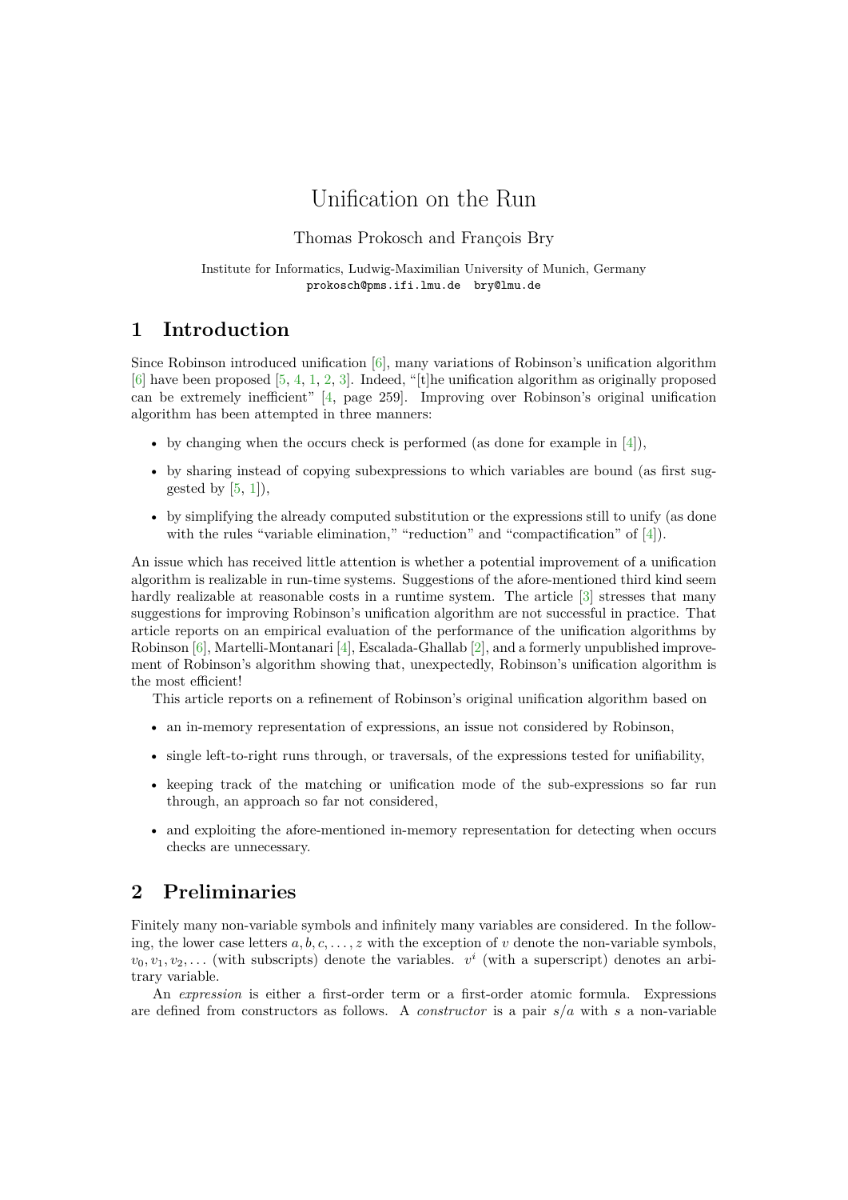# Unification on the Run

Thomas Prokosch and François Bry

Institute for Informatics, Ludwig-Maximilian University of Munich, Germany
`prokosch@pms.ifi.lmu.de` `bry@lmu.de`

## 1 Introduction

Since Robinson introduced unification [6], many variations of Robinson's unification algorithm [6] have been proposed [5, 4, 1, 2, 3]. Indeed, "[t]he unification algorithm as originally proposed can be extremely inefficient" [4, page 259]. Improving over Robinson's original unification algorithm has been attempted in three manners:

- by changing when the occurs check is performed (as done for example in [4]),
- by sharing instead of copying subexpressions to which variables are bound (as first suggested by [5, 1]),
- by simplifying the already computed substitution or the expressions still to unify (as done with the rules "variable elimination," "reduction" and "compactification" of [4]).

An issue which has received little attention is whether a potential improvement of a unification algorithm is realizable in run-time systems. Suggestions of the afore-mentioned third kind seem hardly realizable at reasonable costs in a runtime system. The article [3] stresses that many suggestions for improving Robinson's unification algorithm are not successful in practice. That article reports on an empirical evaluation of the performance of the unification algorithms by Robinson [6], Martelli-Montanari [4], Escalada-Ghallab [2], and a formerly unpublished improvement of Robinson's algorithm showing that, unexpectedly, Robinson's unification algorithm is the most efficient!

This article reports on a refinement of Robinson's original unification algorithm based on

- an in-memory representation of expressions, an issue not considered by Robinson,
- single left-to-right runs through, or traversals, of the expressions tested for unifiability,
- keeping track of the matching or unification mode of the sub-expressions so far run through, an approach so far not considered,
- and exploiting the afore-mentioned in-memory representation for detecting when occurs checks are unnecessary.

## 2 Preliminaries

Finitely many non-variable symbols and infinitely many variables are considered. In the following, the lower case letters $a, b, c, \ldots, z$ with the exception of $v$ denote the non-variable symbols, $v_0, v_1, v_2, \ldots$ (with subscripts) denote the variables. $v^i$ (with a superscript) denotes an arbitrary variable.

An *expression* is either a first-order term or a first-order atomic formula. Expressions are defined from constructors as follows. A *constructor* is a pair $s/a$ with $s$ a non-variable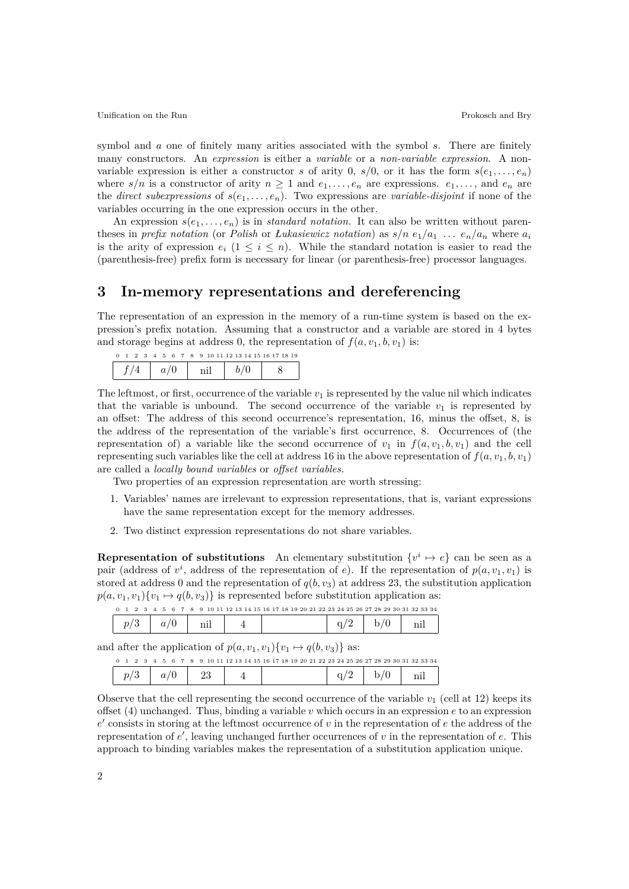symbol and $a$ one of finitely many arities associated with the symbol $s$. There are finitely many constructors. An *expression* is either a *variable* or a *non-variable expression*. A non-variable expression is either a constructor $s$ of arity 0, $s/0$, or it has the form $s(e_1, \ldots, e_n)$ where $s/n$ is a constructor of arity $n \geq 1$ and $e_1, \ldots, e_n$ are expressions. $e_1, \ldots,$ and $e_n$ are the *direct subexpressions* of $s(e_1, \ldots, e_n)$. Two expressions are *variable-disjoint* if none of the variables occurring in the one expression occurs in the other.

An expression $s(e_1, \ldots, e_n)$ is in *standard notation*. It can also be written without parentheses in *prefix notation* (or *Polish* or *Łukasiewicz notation*) as $s/n\ e_1/a_1\ \ldots\ e_n/a_n$ where $a_i$ is the arity of expression $e_i$ $(1 \leq i \leq n)$. While the standard notation is easier to read the (parenthesis-free) prefix form is necessary for linear (or parenthesis-free) processor languages.

# 3 In-memory representations and dereferencing

The representation of an expression in the memory of a run-time system is based on the expression's prefix notation. Assuming that a constructor and a variable are stored in 4 bytes and storage begins at address 0, the representation of $f(a, v_1, b, v_1)$ is:

| 0 1 2 3 | 4 5 6 7 | 8 9 10 11 | 12 13 14 15 | 16 17 18 19 |
|---|---|---|---|---|
| $f/4$ | $a/0$ | nil | $b/0$ | 8 |

The leftmost, or first, occurrence of the variable $v_1$ is represented by the value nil which indicates that the variable is unbound. The second occurrence of the variable $v_1$ is represented by an offset: The address of this second occurrence's representation, 16, minus the offset, 8, is the address of the representation of the variable's first occurrence, 8. Occurrences of (the representation of) a variable like the second occurrence of $v_1$ in $f(a, v_1, b, v_1)$ and the cell representing such variables like the cell at address 16 in the above representation of $f(a, v_1, b, v_1)$ are called a *locally bound variables* or *offset variables*.

Two properties of an expression representation are worth stressing:

1. Variables' names are irrelevant to expression representations, that is, variant expressions have the same representation except for the memory addresses.
2. Two distinct expression representations do not share variables.

**Representation of substitutions** An elementary substitution $\{v^i \mapsto e\}$ can be seen as a pair (address of $v^i$, address of the representation of $e$). If the representation of $p(a, v_1, v_1)$ is stored at address 0 and the representation of $q(b, v_3)$ at address 23, the substitution application $p(a, v_1, v_1)\{v_1 \mapsto q(b, v_3)\}$ is represented before substitution application as:

| 0 1 2 3 | 4 5 6 7 | 8 9 10 11 | 12 13 14 15 | 16 ... 22 | 23 24 25 26 | 27 28 29 30 | 31 32 33 34 |
|---|---|---|---|---|---|---|---|
| $p/3$ | $a/0$ | nil | 4 | | q/2 | b/0 | nil |

and after the application of $p(a, v_1, v_1)\{v_1 \mapsto q(b, v_3)\}$ as:

| 0 1 2 3 | 4 5 6 7 | 8 9 10 11 | 12 13 14 15 | 16 ... 22 | 23 24 25 26 | 27 28 29 30 | 31 32 33 34 |
|---|---|---|---|---|---|---|---|
| $p/3$ | $a/0$ | 23 | 4 | | q/2 | b/0 | nil |

Observe that the cell representing the second occurrence of the variable $v_1$ (cell at 12) keeps its offset (4) unchanged. Thus, binding a variable $v$ which occurs in an expression $e$ to an expression $e'$ consists in storing at the leftmost occurrence of $v$ in the representation of $e$ the address of the representation of $e'$, leaving unchanged further occurrences of $v$ in the representation of $e$. This approach to binding variables makes the representation of a substitution application unique.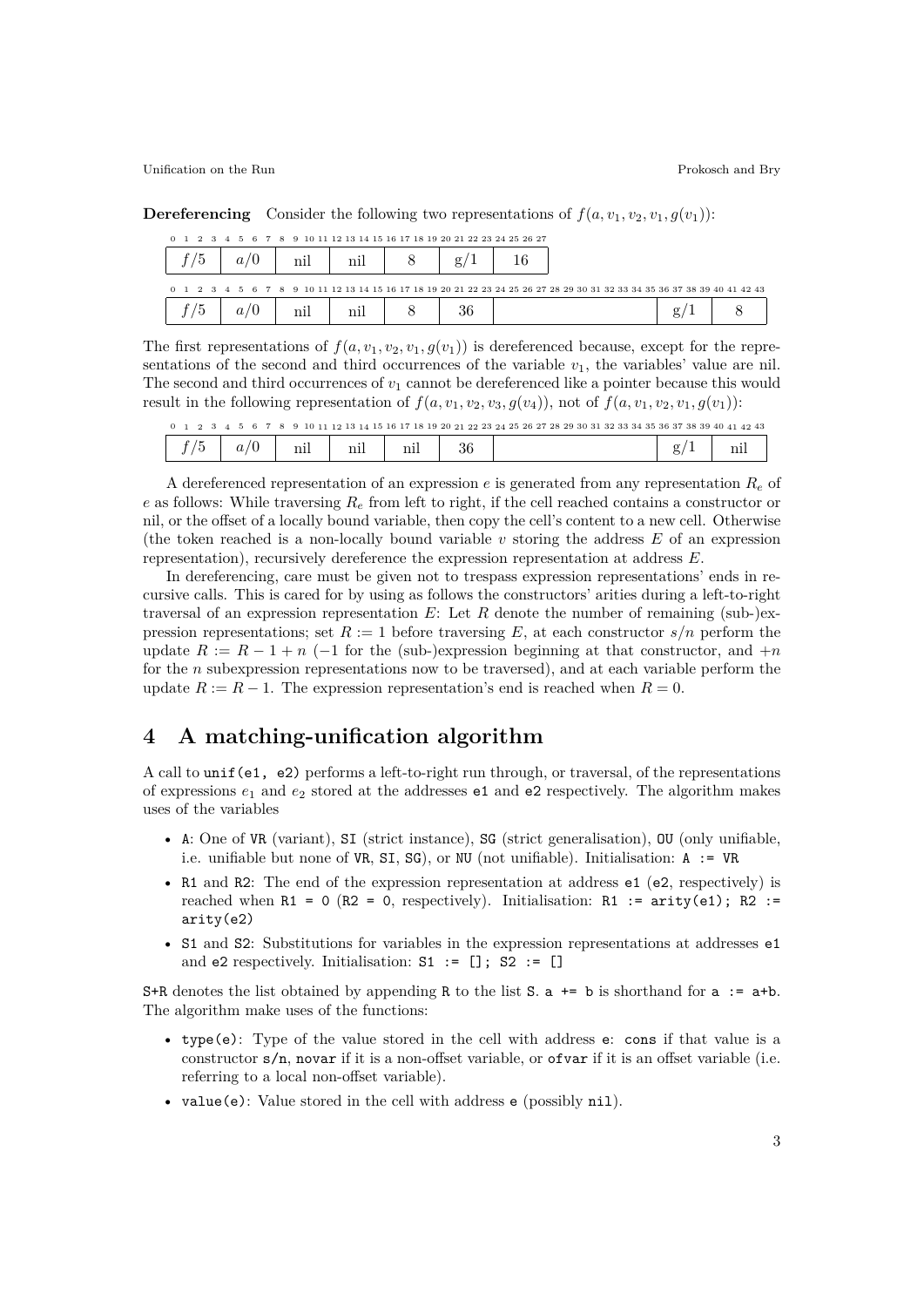**Dereferencing** Consider the following two representations of $f(a, v_1, v_2, v_1, g(v_1))$:

| 0–3 | 4–7 | 8–11 | 12–15 | 16–19 | 20–23 | 24–27 |
|---|---|---|---|---|---|---|
| $f/5$ | $a/0$ | nil | nil | 8 | g/1 | 16 |

| 0–3 | 4–7 | 8–11 | 12–15 | 16–19 | 20–23 | 24–35 | 36–39 | 40–43 |
|---|---|---|---|---|---|---|---|---|
| $f/5$ | $a/0$ | nil | nil | 8 | 36 | | g/1 | 8 |

The first representations of $f(a, v_1, v_2, v_1, g(v_1))$ is dereferenced because, except for the representations of the second and third occurrences of the variable $v_1$, the variables' value are nil. The second and third occurrences of $v_1$ cannot be dereferenced like a pointer because this would result in the following representation of $f(a, v_1, v_2, v_3, g(v_4))$, not of $f(a, v_1, v_2, v_1, g(v_1))$:

| 0–3 | 4–7 | 8–11 | 12–15 | 16–19 | 20–23 | 24–35 | 36–39 | 40–43 |
|---|---|---|---|---|---|---|---|---|
| $f/5$ | $a/0$ | nil | nil | nil | 36 | | g/1 | nil |

A dereferenced representation of an expression $e$ is generated from any representation $R_e$ of $e$ as follows: While traversing $R_e$ from left to right, if the cell reached contains a constructor or nil, or the offset of a locally bound variable, then copy the cell's content to a new cell. Otherwise (the token reached is a non-locally bound variable $v$ storing the address $E$ of an expression representation), recursively dereference the expression representation at address $E$.

In dereferencing, care must be given not to trespass expression representations' ends in recursive calls. This is cared for by using as follows the constructors' arities during a left-to-right traversal of an expression representation $E$: Let $R$ denote the number of remaining (sub-)expression representations; set $R := 1$ before traversing $E$, at each constructor $s/n$ perform the update $R := R - 1 + n$ ($-1$ for the (sub-)expression beginning at that constructor, and $+n$ for the $n$ subexpression representations now to be traversed), and at each variable perform the update $R := R - 1$. The expression representation's end is reached when $R = 0$.

## 4 A matching-unification algorithm

A call to `unif(e1, e2)` performs a left-to-right run through, or traversal, of the representations of expressions $e_1$ and $e_2$ stored at the addresses `e1` and `e2` respectively. The algorithm makes uses of the variables

- `A`: One of `VR` (variant), `SI` (strict instance), `SG` (strict generalisation), `OU` (only unifiable, i.e. unifiable but none of `VR`, `SI`, `SG`), or `NU` (not unifiable). Initialisation: `A := VR`
- `R1` and `R2`: The end of the expression representation at address `e1` (`e2`, respectively) is reached when `R1 = 0` (`R2 = 0`, respectively). Initialisation: `R1 := arity(e1); R2 := arity(e2)`
- `S1` and `S2`: Substitutions for variables in the expression representations at addresses `e1` and `e2` respectively. Initialisation: `S1 := []; S2 := []`

`S+R` denotes the list obtained by appending `R` to the list `S`. `a += b` is shorthand for `a := a+b`. The algorithm make uses of the functions:

- `type(e)`: Type of the value stored in the cell with address `e`: `cons` if that value is a constructor `s/n`, `novar` if it is a non-offset variable, or `ofvar` if it is an offset variable (i.e. referring to a local non-offset variable).
- `value(e)`: Value stored in the cell with address `e` (possibly `nil`).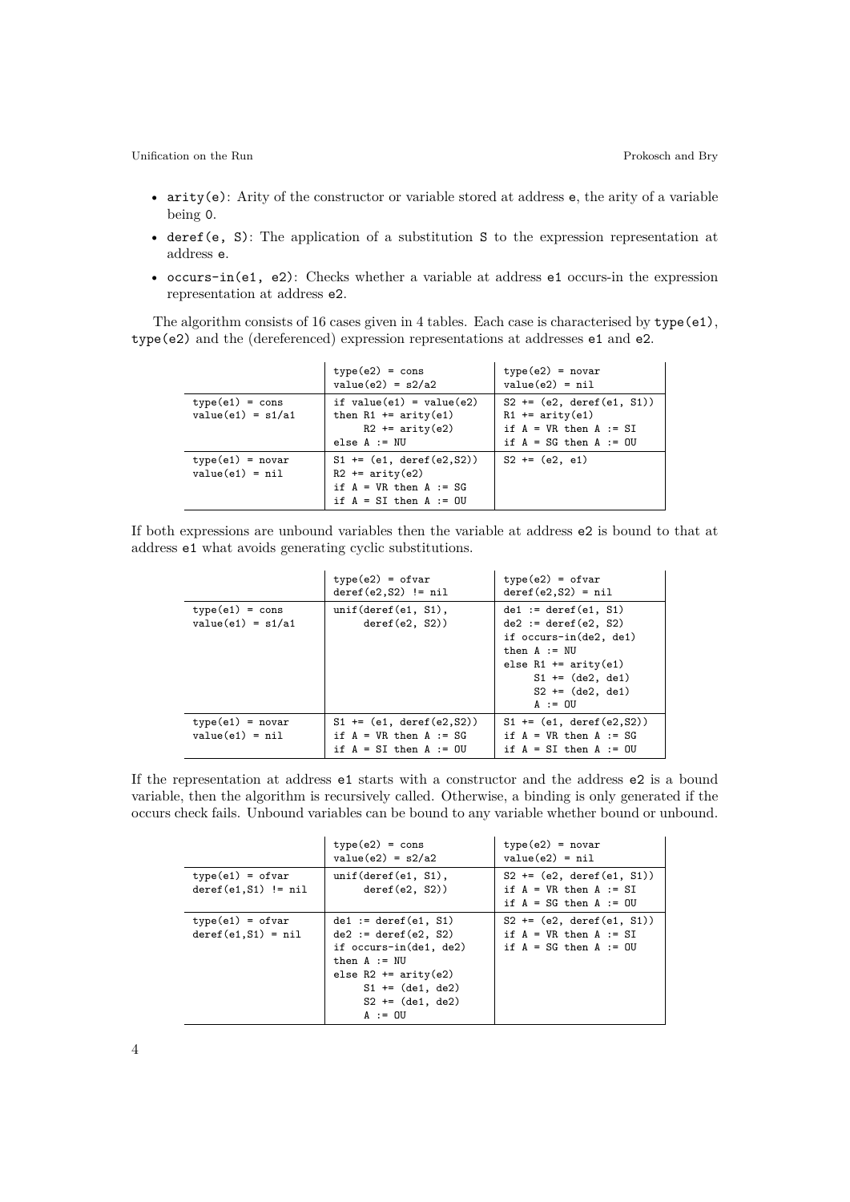- `arity(e)`: Arity of the constructor or variable stored at address `e`, the arity of a variable being `0`.
- `deref(e, S)`: The application of a substitution `S` to the expression representation at address `e`.
- `occurs-in(e1, e2)`: Checks whether a variable at address `e1` occurs-in the expression representation at address `e2`.

The algorithm consists of 16 cases given in 4 tables. Each case is characterised by `type(e1)`, `type(e2)` and the (dereferenced) expression representations at addresses `e1` and `e2`.

| | `type(e2) = cons`<br>`value(e2) = s2/a2` | `type(e2) = novar`<br>`value(e2) = nil` |
|---|---|---|
| `type(e1) = cons`<br>`value(e1) = s1/a1` | `if value(e1) = value(e2)`<br>`then R1 += arity(e1)`<br>`R2 += arity(e2)`<br>`else A := NU` | `S2 += (e2, deref(e1, S1))`<br>`R1 += arity(e1)`<br>`if A = VR then A := SI`<br>`if A = SG then A := OU` |
| `type(e1) = novar`<br>`value(e1) = nil` | `S1 += (e1, deref(e2,S2))`<br>`R2 += arity(e2)`<br>`if A = VR then A := SG`<br>`if A = SI then A := OU` | `S2 += (e2, e1)` |

If both expressions are unbound variables then the variable at address `e2` is bound to that at address `e1` what avoids generating cyclic substitutions.

| | `type(e2) = ofvar`<br>`deref(e2,S2) != nil` | `type(e2) = ofvar`<br>`deref(e2,S2) = nil` |
|---|---|---|
| `type(e1) = cons`<br>`value(e1) = s1/a1` | `unif(deref(e1, S1),`<br>`deref(e2, S2))` | `de1 := deref(e1, S1)`<br>`de2 := deref(e2, S2)`<br>`if occurs-in(de2, de1)`<br>`then A := NU`<br>`else R1 += arity(e1)`<br>`S1 += (de2, de1)`<br>`S2 += (de2, de1)`<br>`A := OU` |
| `type(e1) = novar`<br>`value(e1) = nil` | `S1 += (e1, deref(e2,S2))`<br>`if A = VR then A := SG`<br>`if A = SI then A := OU` | `S1 += (e1, deref(e2,S2))`<br>`if A = VR then A := SG`<br>`if A = SI then A := OU` |

If the representation at address `e1` starts with a constructor and the address `e2` is a bound variable, then the algorithm is recursively called. Otherwise, a binding is only generated if the occurs check fails. Unbound variables can be bound to any variable whether bound or unbound.

| | `type(e2) = cons`<br>`value(e2) = s2/a2` | `type(e2) = novar`<br>`value(e2) = nil` |
|---|---|---|
| `type(e1) = ofvar`<br>`deref(e1,S1) != nil` | `unif(deref(e1, S1),`<br>`deref(e2, S2))` | `S2 += (e2, deref(e1, S1))`<br>`if A = VR then A := SI`<br>`if A = SG then A := OU` |
| `type(e1) = ofvar`<br>`deref(e1,S1) = nil` | `de1 := deref(e1, S1)`<br>`de2 := deref(e2, S2)`<br>`if occurs-in(de1, de2)`<br>`then A := NU`<br>`else R2 += arity(e2)`<br>`S1 += (de1, de2)`<br>`S2 += (de1, de2)`<br>`A := OU` | `S2 += (e2, deref(e1, S1))`<br>`if A = VR then A := SI`<br>`if A = SG then A := OU` |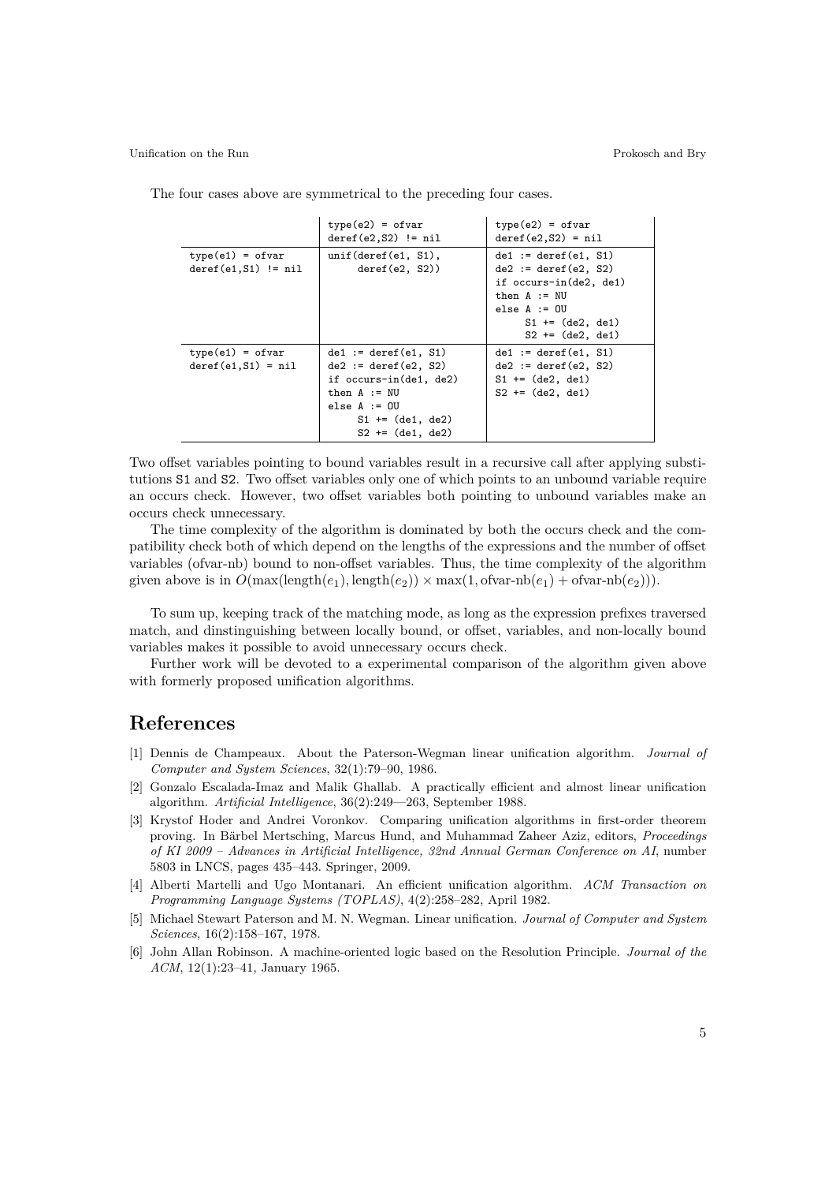The four cases above are symmetrical to the preceding four cases.

| | `type(e2) = ofvar`<br>`deref(e2,S2) != nil` | `type(e2) = ofvar`<br>`deref(e2,S2) = nil` |
|---|---|---|
| `type(e1) = ofvar`<br>`deref(e1,S1) != nil` | `unif(deref(e1, S1),`<br>`deref(e2, S2))` | `de1 := deref(e1, S1)`<br>`de2 := deref(e2, S2)`<br>`if occurs-in(de2, de1)`<br>`then A := NU`<br>`else A := OU`<br>`S1 += (de2, de1)`<br>`S2 += (de2, de1)` |
| `type(e1) = ofvar`<br>`deref(e1,S1) = nil` | `de1 := deref(e1, S1)`<br>`de2 := deref(e2, S2)`<br>`if occurs-in(de1, de2)`<br>`then A := NU`<br>`else A := OU`<br>`S1 += (de1, de2)`<br>`S2 += (de1, de2)` | `de1 := deref(e1, S1)`<br>`de2 := deref(e2, S2)`<br>`S1 += (de2, de1)`<br>`S2 += (de2, de1)` |

Two offset variables pointing to bound variables result in a recursive call after applying substitutions S1 and S2. Two offset variables only one of which points to an unbound variable require an occurs check. However, two offset variables both pointing to unbound variables make an occurs check unnecessary.

The time complexity of the algorithm is dominated by both the occurs check and the compatibility check both of which depend on the lengths of the expressions and the number of offset variables (ofvar-nb) bound to non-offset variables. Thus, the time complexity of the algorithm given above is in $O(\max(\text{length}(e_1), \text{length}(e_2)) \times \max(1, \text{ofvar-nb}(e_1) + \text{ofvar-nb}(e_2)))$.

To sum up, keeping track of the matching mode, as long as the expression prefixes traversed match, and dinstinguishing between locally bound, or offset, variables, and non-locally bound variables makes it possible to avoid unnecessary occurs check.

Further work will be devoted to a experimental comparison of the algorithm given above with formerly proposed unification algorithms.

## References

[1] Dennis de Champeaux. About the Paterson-Wegman linear unification algorithm. *Journal of Computer and System Sciences*, 32(1):79–90, 1986.

[2] Gonzalo Escalada-Imaz and Malik Ghallab. A practically efficient and almost linear unification algorithm. *Artificial Intelligence*, 36(2):249—263, September 1988.

[3] Krystof Hoder and Andrei Voronkov. Comparing unification algorithms in first-order theorem proving. In Bärbel Mertsching, Marcus Hund, and Muhammad Zaheer Aziz, editors, *Proceedings of KI 2009 – Advances in Artificial Intelligence, 32nd Annual German Conference on AI*, number 5803 in LNCS, pages 435–443. Springer, 2009.

[4] Alberti Martelli and Ugo Montanari. An efficient unification algorithm. *ACM Transaction on Programming Language Systems (TOPLAS)*, 4(2):258–282, April 1982.

[5] Michael Stewart Paterson and M. N. Wegman. Linear unification. *Journal of Computer and System Sciences*, 16(2):158–167, 1978.

[6] John Allan Robinson. A machine-oriented logic based on the Resolution Principle. *Journal of the ACM*, 12(1):23–41, January 1965.